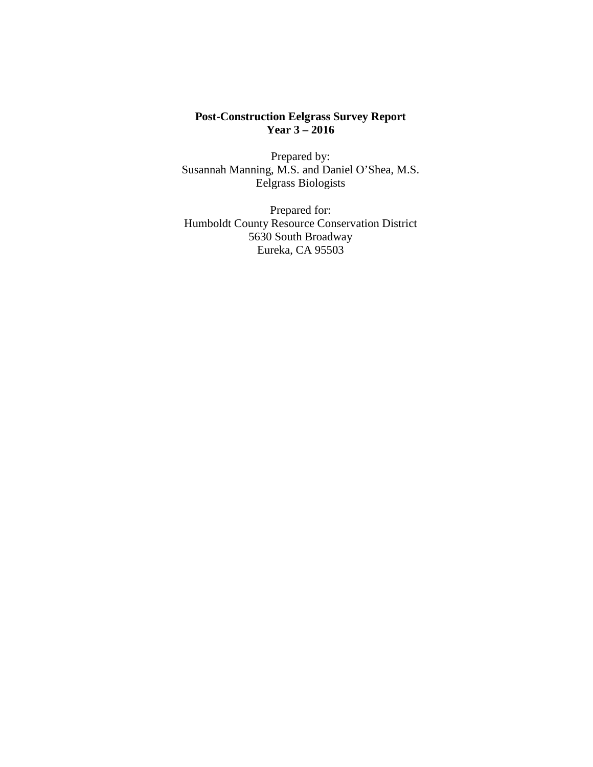**Post-Construction Eelgrass Survey Report**
**Year 3 – 2016**

Prepared by:
Susannah Manning, M.S. and Daniel O'Shea, M.S.
Eelgrass Biologists

Prepared for:
Humboldt County Resource Conservation District
5630 South Broadway
Eureka, CA 95503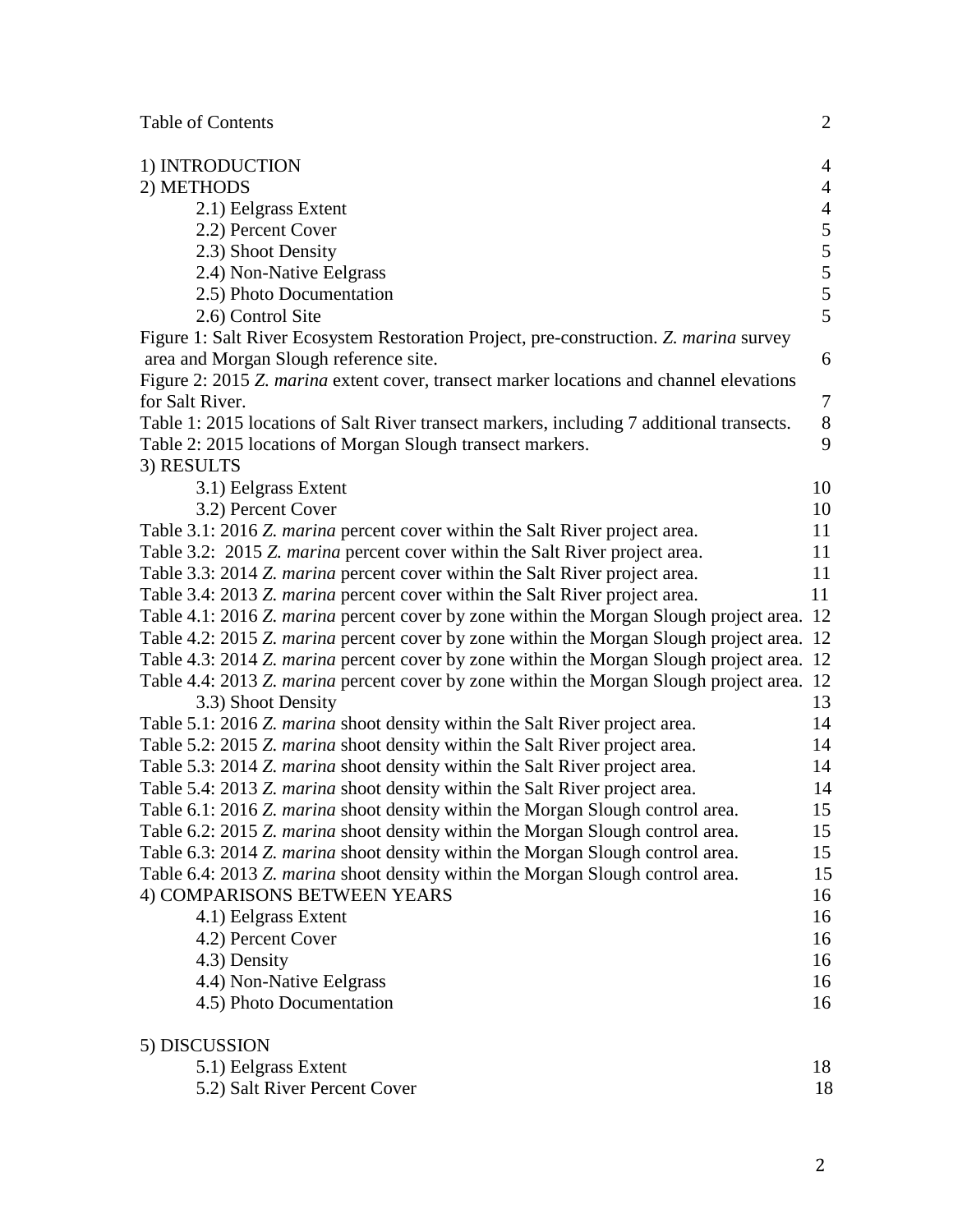Table of Contents 2

| | |
|---|---|
| 1) INTRODUCTION | 4 |
| 2) METHODS | 4 |
| 2.1) Eelgrass Extent | 4 |
| 2.2) Percent Cover | 5 |
| 2.3) Shoot Density | 5 |
| 2.4) Non-Native Eelgrass | 5 |
| 2.5) Photo Documentation | 5 |
| 2.6) Control Site | 5 |
| Figure 1: Salt River Ecosystem Restoration Project, pre-construction. *Z. marina* survey area and Morgan Slough reference site. | 6 |
| Figure 2: 2015 *Z. marina* extent cover, transect marker locations and channel elevations for Salt River. | 7 |
| Table 1: 2015 locations of Salt River transect markers, including 7 additional transects. | 8 |
| Table 2: 2015 locations of Morgan Slough transect markers. | 9 |
| 3) RESULTS | |
| 3.1) Eelgrass Extent | 10 |
| 3.2) Percent Cover | 10 |
| Table 3.1: 2016 *Z. marina* percent cover within the Salt River project area. | 11 |
| Table 3.2: 2015 *Z. marina* percent cover within the Salt River project area. | 11 |
| Table 3.3: 2014 *Z. marina* percent cover within the Salt River project area. | 11 |
| Table 3.4: 2013 *Z. marina* percent cover within the Salt River project area. | 11 |
| Table 4.1: 2016 *Z. marina* percent cover by zone within the Morgan Slough project area. | 12 |
| Table 4.2: 2015 *Z. marina* percent cover by zone within the Morgan Slough project area. | 12 |
| Table 4.3: 2014 *Z. marina* percent cover by zone within the Morgan Slough project area. | 12 |
| Table 4.4: 2013 *Z. marina* percent cover by zone within the Morgan Slough project area. | 12 |
| 3.3) Shoot Density | 13 |
| Table 5.1: 2016 *Z. marina* shoot density within the Salt River project area. | 14 |
| Table 5.2: 2015 *Z. marina* shoot density within the Salt River project area. | 14 |
| Table 5.3: 2014 *Z. marina* shoot density within the Salt River project area. | 14 |
| Table 5.4: 2013 *Z. marina* shoot density within the Salt River project area. | 14 |
| Table 6.1: 2016 *Z. marina* shoot density within the Morgan Slough control area. | 15 |
| Table 6.2: 2015 *Z. marina* shoot density within the Morgan Slough control area. | 15 |
| Table 6.3: 2014 *Z. marina* shoot density within the Morgan Slough control area. | 15 |
| Table 6.4: 2013 *Z. marina* shoot density within the Morgan Slough control area. | 15 |
| 4) COMPARISONS BETWEEN YEARS | 16 |
| 4.1) Eelgrass Extent | 16 |
| 4.2) Percent Cover | 16 |
| 4.3) Density | 16 |
| 4.4) Non-Native Eelgrass | 16 |
| 4.5) Photo Documentation | 16 |
| 5) DISCUSSION | |
| 5.1) Eelgrass Extent | 18 |
| 5.2) Salt River Percent Cover | 18 |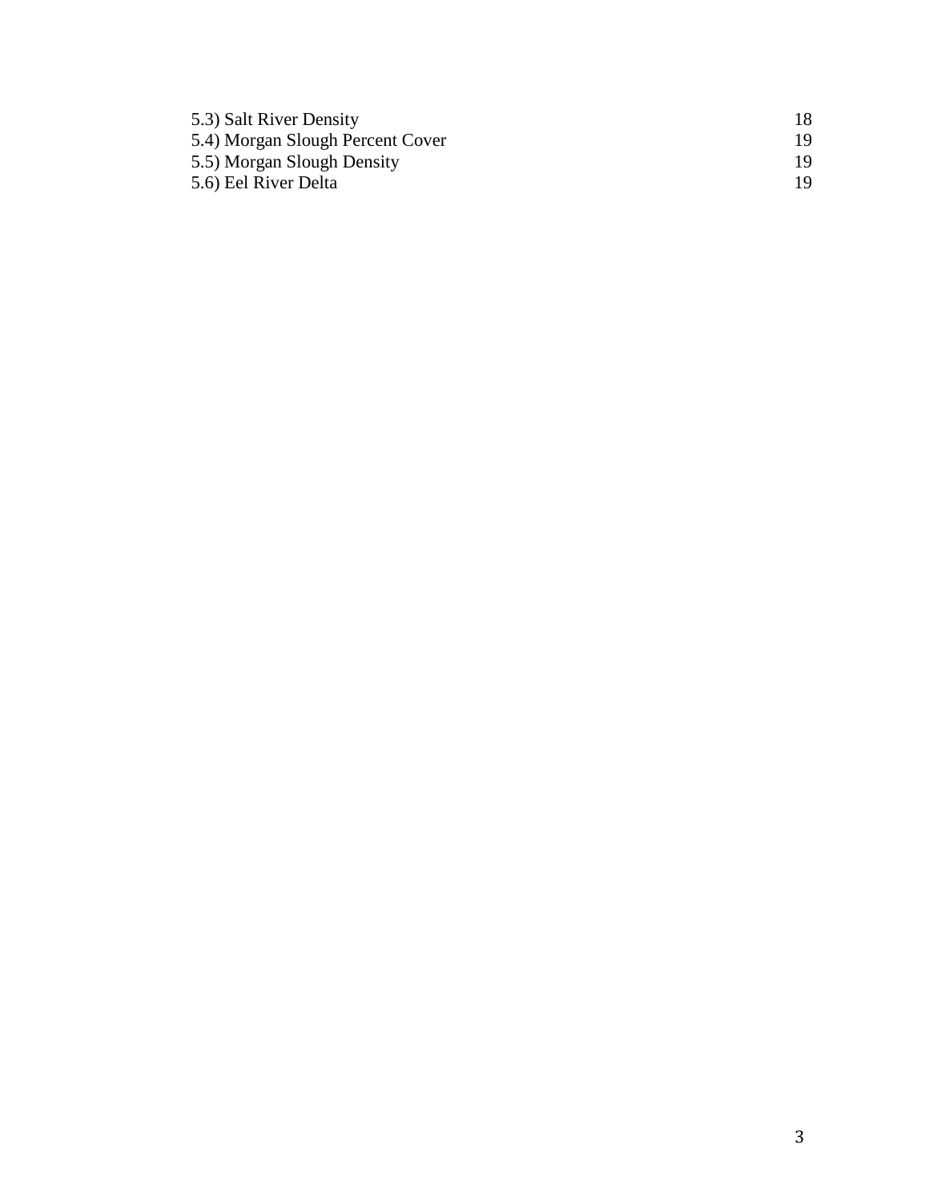| | |
|---|---|
| 5.3) Salt River Density | 18 |
| 5.4) Morgan Slough Percent Cover | 19 |
| 5.5) Morgan Slough Density | 19 |
| 5.6) Eel River Delta | 19 |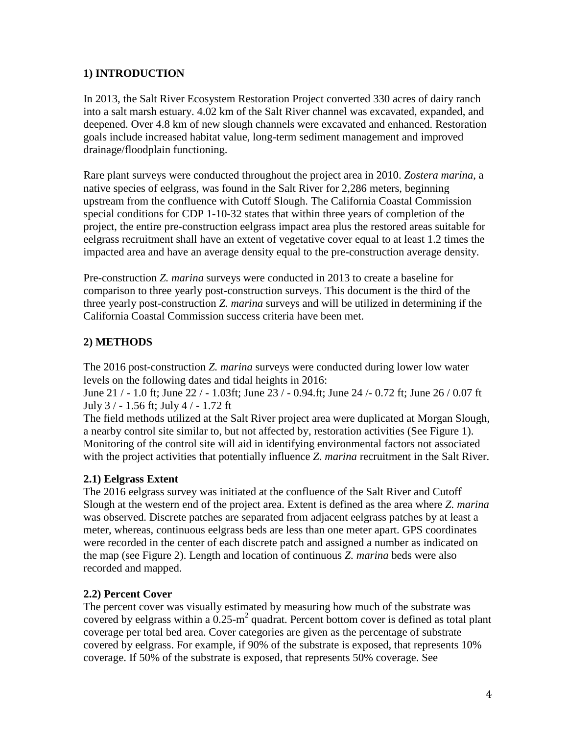## 1) INTRODUCTION

In 2013, the Salt River Ecosystem Restoration Project converted 330 acres of dairy ranch into a salt marsh estuary. 4.02 km of the Salt River channel was excavated, expanded, and deepened. Over 4.8 km of new slough channels were excavated and enhanced. Restoration goals include increased habitat value, long-term sediment management and improved drainage/floodplain functioning.

Rare plant surveys were conducted throughout the project area in 2010. *Zostera marina*, a native species of eelgrass, was found in the Salt River for 2,286 meters, beginning upstream from the confluence with Cutoff Slough. The California Coastal Commission special conditions for CDP 1-10-32 states that within three years of completion of the project, the entire pre-construction eelgrass impact area plus the restored areas suitable for eelgrass recruitment shall have an extent of vegetative cover equal to at least 1.2 times the impacted area and have an average density equal to the pre-construction average density.

Pre-construction *Z. marina* surveys were conducted in 2013 to create a baseline for comparison to three yearly post-construction surveys. This document is the third of the three yearly post-construction *Z. marina* surveys and will be utilized in determining if the California Coastal Commission success criteria have been met.

## 2) METHODS

The 2016 post-construction *Z. marina* surveys were conducted during lower low water levels on the following dates and tidal heights in 2016:
June 21 / - 1.0 ft; June 22 / - 1.03ft; June 23 / - 0.94.ft; June 24 /- 0.72 ft; June 26 / 0.07 ft
July 3 / - 1.56 ft; July 4 / - 1.72 ft
The field methods utilized at the Salt River project area were duplicated at Morgan Slough, a nearby control site similar to, but not affected by, restoration activities (See Figure 1). Monitoring of the control site will aid in identifying environmental factors not associated with the project activities that potentially influence *Z. marina* recruitment in the Salt River.

### 2.1) Eelgrass Extent

The 2016 eelgrass survey was initiated at the confluence of the Salt River and Cutoff Slough at the western end of the project area. Extent is defined as the area where *Z. marina* was observed. Discrete patches are separated from adjacent eelgrass patches by at least a meter, whereas, continuous eelgrass beds are less than one meter apart. GPS coordinates were recorded in the center of each discrete patch and assigned a number as indicated on the map (see Figure 2). Length and location of continuous *Z. marina* beds were also recorded and mapped.

### 2.2) Percent Cover

The percent cover was visually estimated by measuring how much of the substrate was covered by eelgrass within a 0.25-$m^2$ quadrat. Percent bottom cover is defined as total plant coverage per total bed area. Cover categories are given as the percentage of substrate covered by eelgrass. For example, if 90% of the substrate is exposed, that represents 10% coverage. If 50% of the substrate is exposed, that represents 50% coverage. See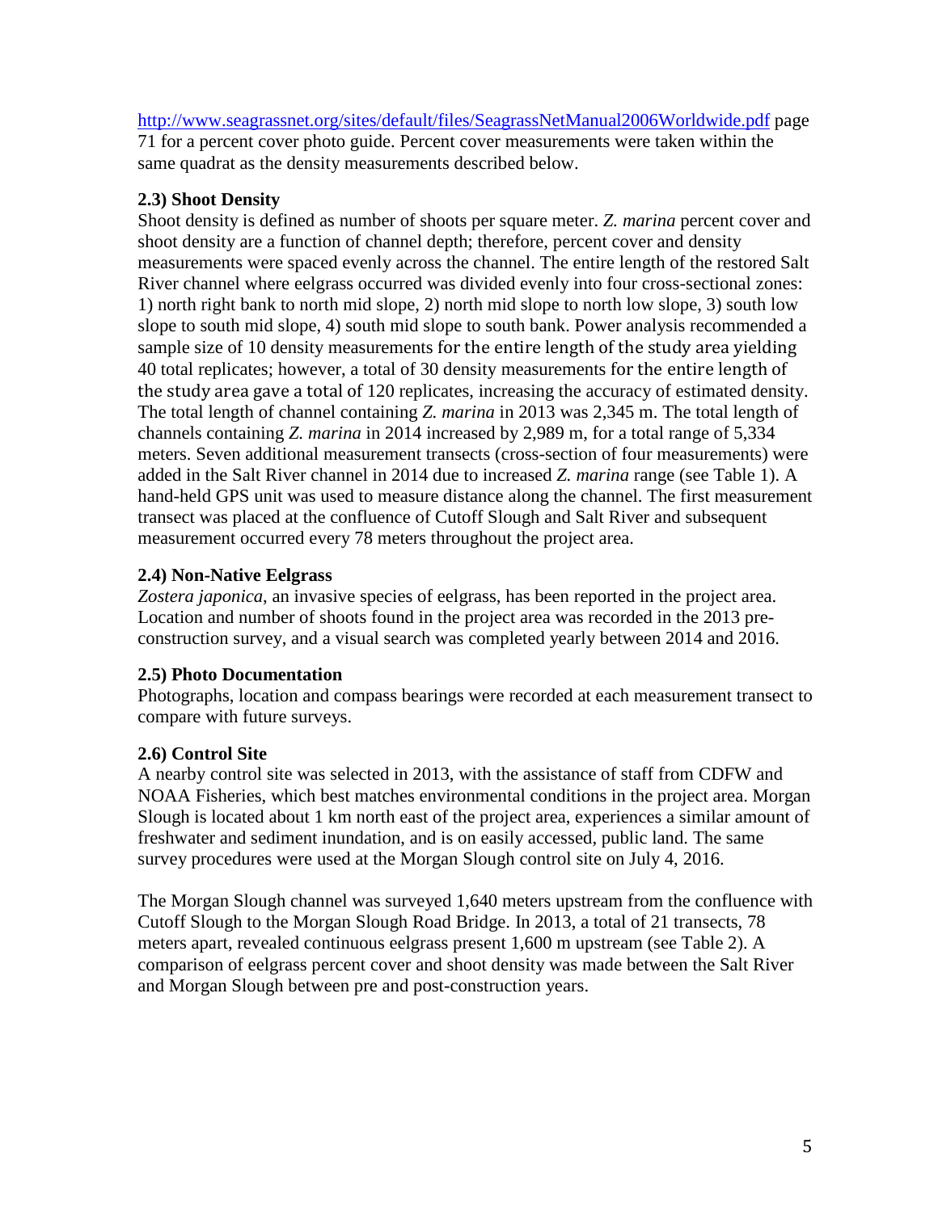http://www.seagrassnet.org/sites/default/files/SeagrassNetManual2006Worldwide.pdf page 71 for a percent cover photo guide. Percent cover measurements were taken within the same quadrat as the density measurements described below.

**2.3) Shoot Density**

Shoot density is defined as number of shoots per square meter. *Z. marina* percent cover and shoot density are a function of channel depth; therefore, percent cover and density measurements were spaced evenly across the channel. The entire length of the restored Salt River channel where eelgrass occurred was divided evenly into four cross-sectional zones: 1) north right bank to north mid slope, 2) north mid slope to north low slope, 3) south low slope to south mid slope, 4) south mid slope to south bank. Power analysis recommended a sample size of 10 density measurements for the entire length of the study area yielding 40 total replicates; however, a total of 30 density measurements for the entire length of the study area gave a total of 120 replicates, increasing the accuracy of estimated density. The total length of channel containing *Z. marina* in 2013 was 2,345 m. The total length of channels containing *Z. marina* in 2014 increased by 2,989 m, for a total range of 5,334 meters. Seven additional measurement transects (cross-section of four measurements) were added in the Salt River channel in 2014 due to increased *Z. marina* range (see Table 1). A hand-held GPS unit was used to measure distance along the channel. The first measurement transect was placed at the confluence of Cutoff Slough and Salt River and subsequent measurement occurred every 78 meters throughout the project area.

**2.4) Non-Native Eelgrass**

*Zostera japonica*, an invasive species of eelgrass, has been reported in the project area. Location and number of shoots found in the project area was recorded in the 2013 pre-construction survey, and a visual search was completed yearly between 2014 and 2016.

**2.5) Photo Documentation**

Photographs, location and compass bearings were recorded at each measurement transect to compare with future surveys.

**2.6) Control Site**

A nearby control site was selected in 2013, with the assistance of staff from CDFW and NOAA Fisheries, which best matches environmental conditions in the project area. Morgan Slough is located about 1 km north east of the project area, experiences a similar amount of freshwater and sediment inundation, and is on easily accessed, public land. The same survey procedures were used at the Morgan Slough control site on July 4, 2016.

The Morgan Slough channel was surveyed 1,640 meters upstream from the confluence with Cutoff Slough to the Morgan Slough Road Bridge. In 2013, a total of 21 transects, 78 meters apart, revealed continuous eelgrass present 1,600 m upstream (see Table 2). A comparison of eelgrass percent cover and shoot density was made between the Salt River and Morgan Slough between pre and post-construction years.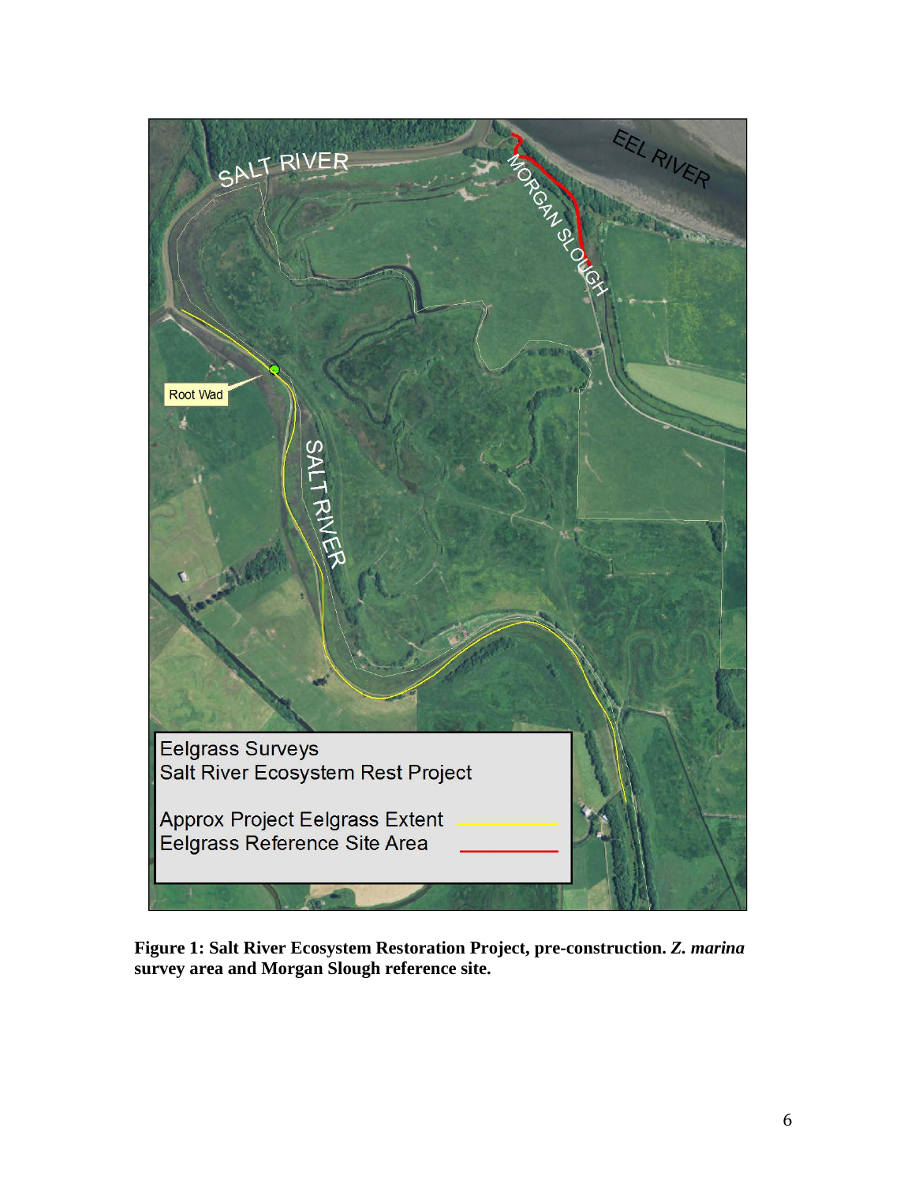**Figure 1: Salt River Ecosystem Restoration Project, pre-construction. *Z. marina* survey area and Morgan Slough reference site.**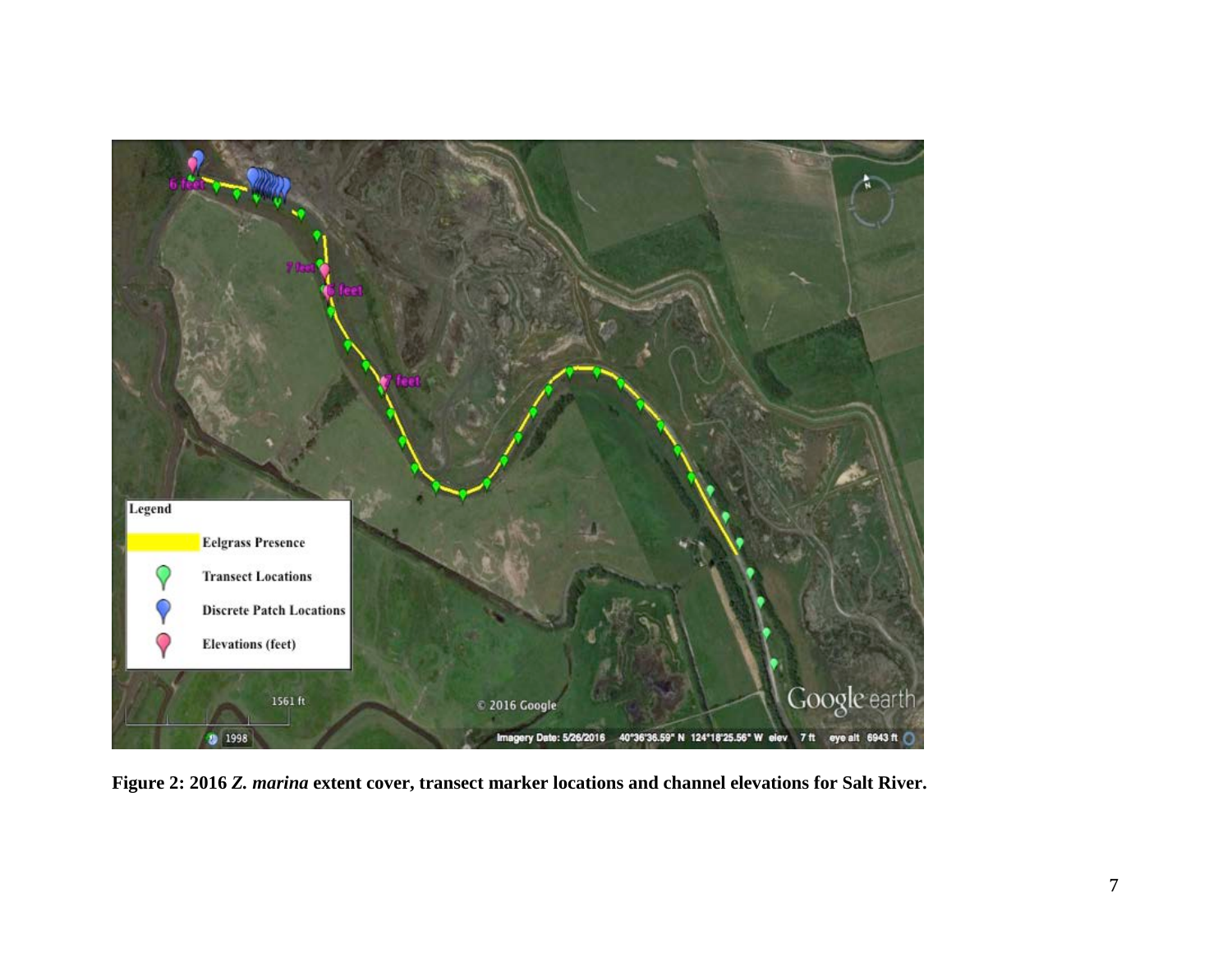**Figure 2: 2016 *Z. marina* extent cover, transect marker locations and channel elevations for Salt River.**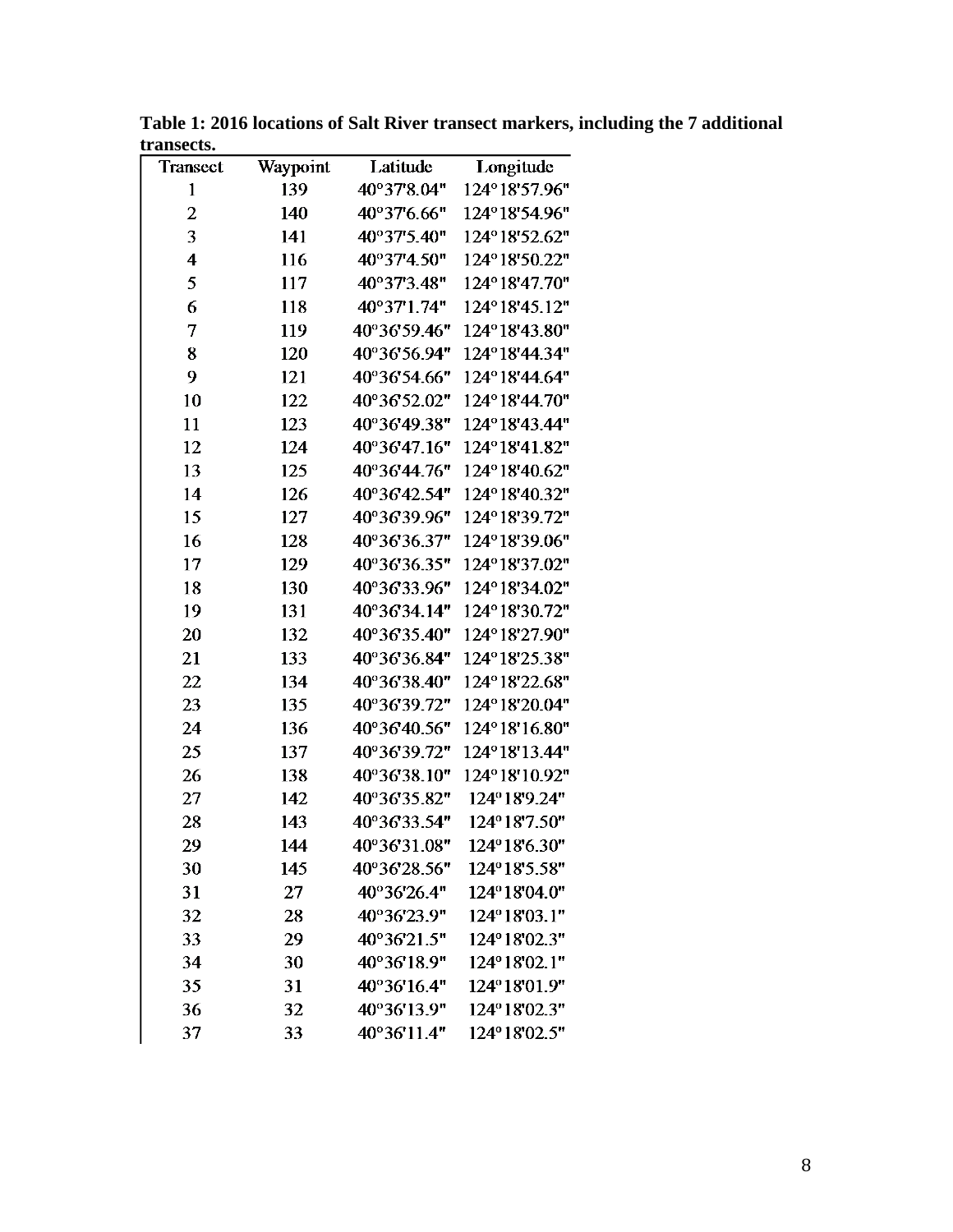**Table 1: 2016 locations of Salt River transect markers, including the 7 additional transects.**

| Transect | Waypoint | Latitude | Longitude |
|---|---|---|---|
| 1 | 139 | 40°37'8.04" | 124°18'57.96" |
| 2 | 140 | 40°37'6.66" | 124°18'54.96" |
| 3 | 141 | 40°37'5.40" | 124°18'52.62" |
| 4 | 116 | 40°37'4.50" | 124°18'50.22" |
| 5 | 117 | 40°37'3.48" | 124°18'47.70" |
| 6 | 118 | 40°37'1.74" | 124°18'45.12" |
| 7 | 119 | 40°36'59.46" | 124°18'43.80" |
| 8 | 120 | 40°36'56.94" | 124°18'44.34" |
| 9 | 121 | 40°36'54.66" | 124°18'44.64" |
| 10 | 122 | 40°36'52.02" | 124°18'44.70" |
| 11 | 123 | 40°36'49.38" | 124°18'43.44" |
| 12 | 124 | 40°36'47.16" | 124°18'41.82" |
| 13 | 125 | 40°36'44.76" | 124°18'40.62" |
| 14 | 126 | 40°36'42.54" | 124°18'40.32" |
| 15 | 127 | 40°36'39.96" | 124°18'39.72" |
| 16 | 128 | 40°36'36.37" | 124°18'39.06" |
| 17 | 129 | 40°36'36.35" | 124°18'37.02" |
| 18 | 130 | 40°36'33.96" | 124°18'34.02" |
| 19 | 131 | 40°36'34.14" | 124°18'30.72" |
| 20 | 132 | 40°36'35.40" | 124°18'27.90" |
| 21 | 133 | 40°36'36.84" | 124°18'25.38" |
| 22 | 134 | 40°36'38.40" | 124°18'22.68" |
| 23 | 135 | 40°36'39.72" | 124°18'20.04" |
| 24 | 136 | 40°36'40.56" | 124°18'16.80" |
| 25 | 137 | 40°36'39.72" | 124°18'13.44" |
| 26 | 138 | 40°36'38.10" | 124°18'10.92" |
| 27 | 142 | 40°36'35.82" | 124°18'9.24" |
| 28 | 143 | 40°36'33.54" | 124°18'7.50" |
| 29 | 144 | 40°36'31.08" | 124°18'6.30" |
| 30 | 145 | 40°36'28.56" | 124°18'5.58" |
| 31 | 27 | 40°36'26.4" | 124°18'04.0" |
| 32 | 28 | 40°36'23.9" | 124°18'03.1" |
| 33 | 29 | 40°36'21.5" | 124°18'02.3" |
| 34 | 30 | 40°36'18.9" | 124°18'02.1" |
| 35 | 31 | 40°36'16.4" | 124°18'01.9" |
| 36 | 32 | 40°36'13.9" | 124°18'02.3" |
| 37 | 33 | 40°36'11.4" | 124°18'02.5" |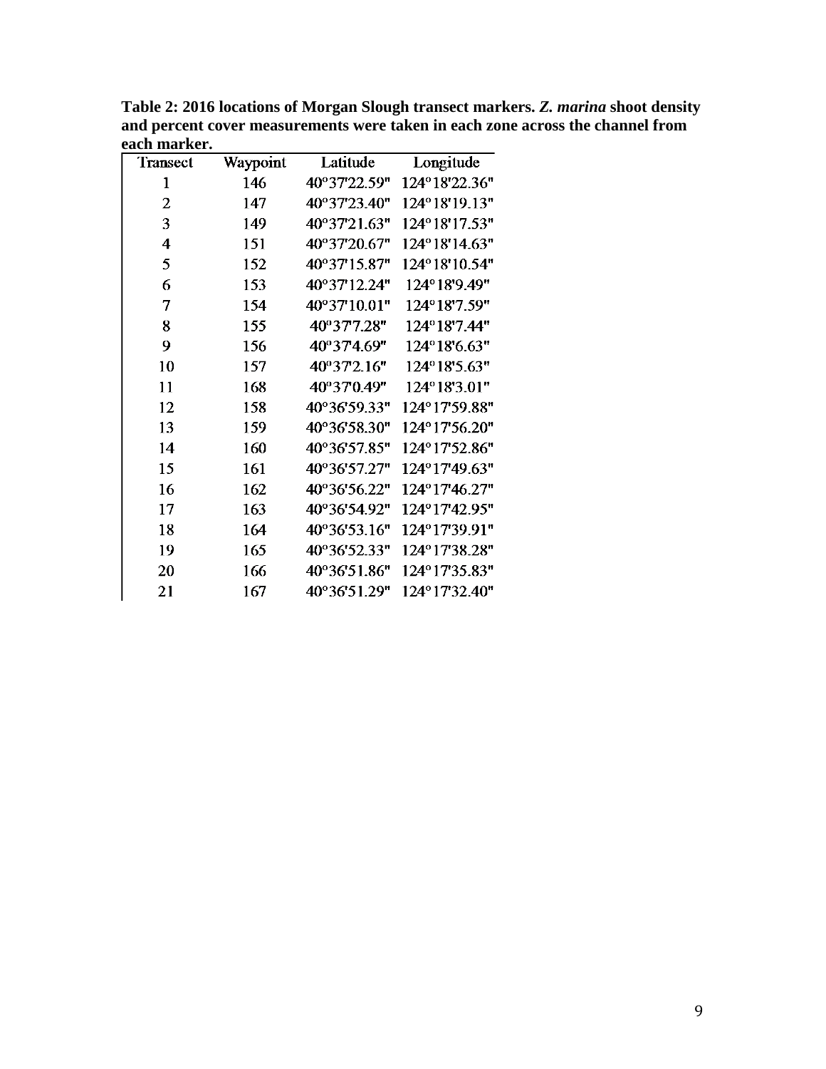**Table 2: 2016 locations of Morgan Slough transect markers. *Z. marina* shoot density and percent cover measurements were taken in each zone across the channel from each marker.**

| Transect | Waypoint | Latitude | Longitude |
|---|---|---|---|
| 1 | 146 | 40°37'22.59" | 124°18'22.36" |
| 2 | 147 | 40°37'23.40" | 124°18'19.13" |
| 3 | 149 | 40°37'21.63" | 124°18'17.53" |
| 4 | 151 | 40°37'20.67" | 124°18'14.63" |
| 5 | 152 | 40°37'15.87" | 124°18'10.54" |
| 6 | 153 | 40°37'12.24" | 124°18'9.49" |
| 7 | 154 | 40°37'10.01" | 124°18'7.59" |
| 8 | 155 | 40°37'7.28" | 124°18'7.44" |
| 9 | 156 | 40°37'4.69" | 124°18'6.63" |
| 10 | 157 | 40°37'2.16" | 124°18'5.63" |
| 11 | 168 | 40°37'0.49" | 124°18'3.01" |
| 12 | 158 | 40°36'59.33" | 124°17'59.88" |
| 13 | 159 | 40°36'58.30" | 124°17'56.20" |
| 14 | 160 | 40°36'57.85" | 124°17'52.86" |
| 15 | 161 | 40°36'57.27" | 124°17'49.63" |
| 16 | 162 | 40°36'56.22" | 124°17'46.27" |
| 17 | 163 | 40°36'54.92" | 124°17'42.95" |
| 18 | 164 | 40°36'53.16" | 124°17'39.91" |
| 19 | 165 | 40°36'52.33" | 124°17'38.28" |
| 20 | 166 | 40°36'51.86" | 124°17'35.83" |
| 21 | 167 | 40°36'51.29" | 124°17'32.40" |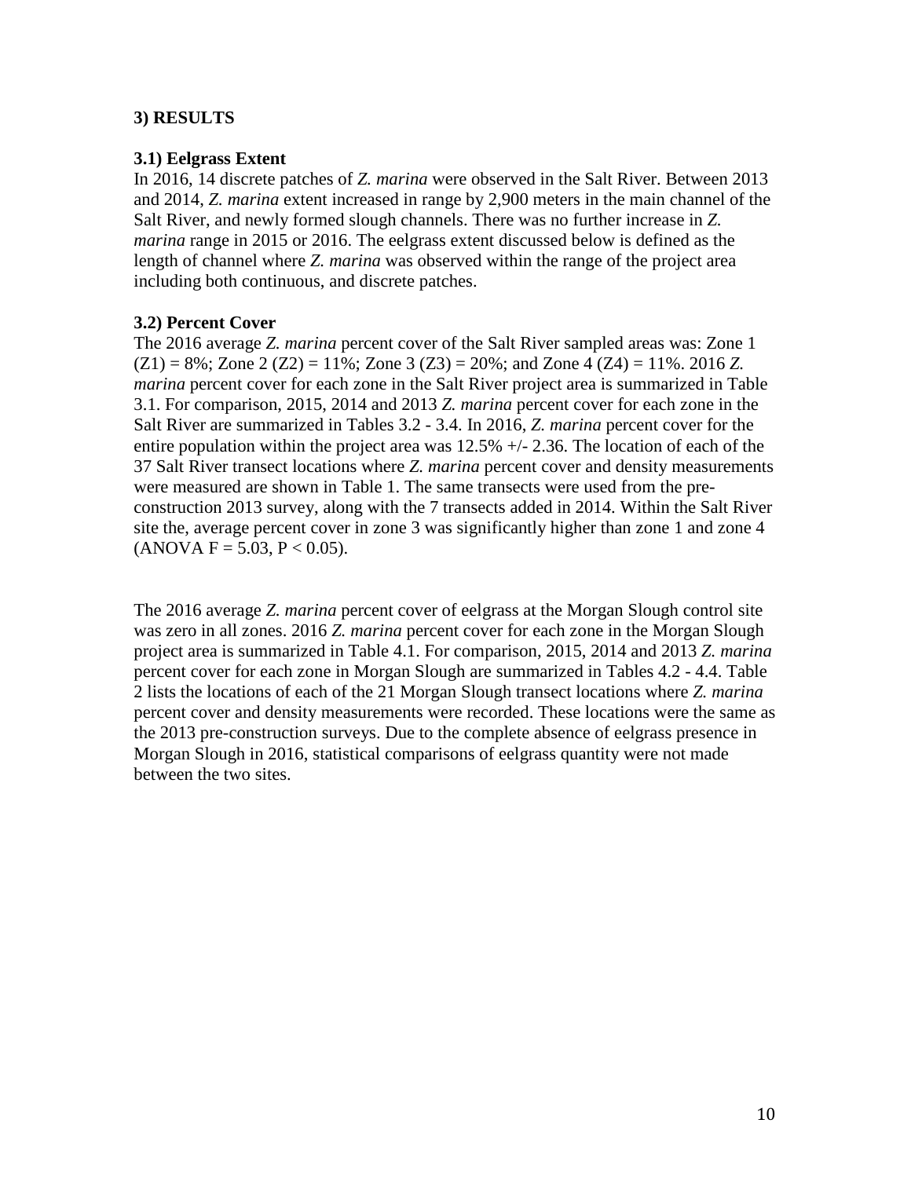### 3) RESULTS

#### 3.1) Eelgrass Extent

In 2016, 14 discrete patches of *Z. marina* were observed in the Salt River. Between 2013 and 2014, *Z. marina* extent increased in range by 2,900 meters in the main channel of the Salt River, and newly formed slough channels. There was no further increase in *Z. marina* range in 2015 or 2016. The eelgrass extent discussed below is defined as the length of channel where *Z. marina* was observed within the range of the project area including both continuous, and discrete patches.

#### 3.2) Percent Cover

The 2016 average *Z. marina* percent cover of the Salt River sampled areas was: Zone 1 (Z1) = 8%; Zone 2 (Z2) = 11%; Zone 3 (Z3) = 20%; and Zone 4 (Z4) = 11%. 2016 *Z. marina* percent cover for each zone in the Salt River project area is summarized in Table 3.1. For comparison, 2015, 2014 and 2013 *Z. marina* percent cover for each zone in the Salt River are summarized in Tables 3.2 - 3.4. In 2016, *Z. marina* percent cover for the entire population within the project area was 12.5% +/- 2.36. The location of each of the 37 Salt River transect locations where *Z. marina* percent cover and density measurements were measured are shown in Table 1. The same transects were used from the pre-construction 2013 survey, along with the 7 transects added in 2014. Within the Salt River site the, average percent cover in zone 3 was significantly higher than zone 1 and zone 4 (ANOVA $F = 5.03$, $P < 0.05$).

The 2016 average *Z. marina* percent cover of eelgrass at the Morgan Slough control site was zero in all zones. 2016 *Z. marina* percent cover for each zone in the Morgan Slough project area is summarized in Table 4.1. For comparison, 2015, 2014 and 2013 *Z. marina* percent cover for each zone in Morgan Slough are summarized in Tables 4.2 - 4.4. Table 2 lists the locations of each of the 21 Morgan Slough transect locations where *Z. marina* percent cover and density measurements were recorded. These locations were the same as the 2013 pre-construction surveys. Due to the complete absence of eelgrass presence in Morgan Slough in 2016, statistical comparisons of eelgrass quantity were not made between the two sites.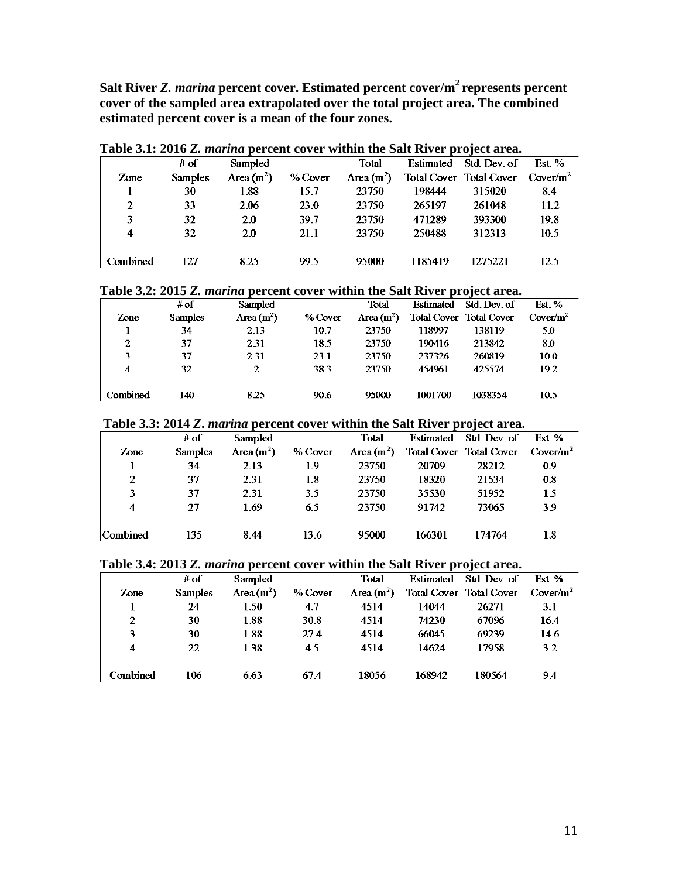**Salt River *Z. marina* percent cover. Estimated percent cover/m$^2$ represents percent cover of the sampled area extrapolated over the total project area. The combined estimated percent cover is a mean of the four zones.**

**Table 3.1: 2016 *Z. marina* percent cover within the Salt River project area.**

| Zone | # of Samples | Sampled Area (m$^2$) | % Cover | Total Area (m$^2$) | Estimated Total Cover | Std. Dev. of Total Cover | Est. % Cover/m$^2$ |
|---|---|---|---|---|---|---|---|
| 1 | 30 | 1.88 | 15.7 | 23750 | 198444 | 315020 | 8.4 |
| 2 | 33 | 2.06 | 23.0 | 23750 | 265197 | 261048 | 11.2 |
| 3 | 32 | 2.0 | 39.7 | 23750 | 471289 | 393300 | 19.8 |
| 4 | 32 | 2.0 | 21.1 | 23750 | 250488 | 312313 | 10.5 |
| Combined | 127 | 8.25 | 99.5 | 95000 | 1185419 | 1275221 | 12.5 |

**Table 3.2: 2015 *Z. marina* percent cover within the Salt River project area.**

| Zone | # of Samples | Sampled Area (m$^2$) | % Cover | Total Area (m$^2$) | Estimated Total Cover | Std. Dev. of Total Cover | Est. % Cover/m$^2$ |
|---|---|---|---|---|---|---|---|
| 1 | 34 | 2.13 | 10.7 | 23750 | 118997 | 138119 | 5.0 |
| 2 | 37 | 2.31 | 18.5 | 23750 | 190416 | 213842 | 8.0 |
| 3 | 37 | 2.31 | 23.1 | 23750 | 237326 | 260819 | 10.0 |
| 4 | 32 | 2 | 38.3 | 23750 | 454961 | 425574 | 19.2 |
| Combined | 140 | 8.25 | 90.6 | 95000 | 1001700 | 1038354 | 10.5 |

**Table 3.3: 2014 *Z. marina* percent cover within the Salt River project area.**

| Zone | # of Samples | Sampled Area (m$^2$) | % Cover | Total Area (m$^2$) | Estimated Total Cover | Std. Dev. of Total Cover | Est. % Cover/m$^2$ |
|---|---|---|---|---|---|---|---|
| 1 | 34 | 2.13 | 1.9 | 23750 | 20709 | 28212 | 0.9 |
| 2 | 37 | 2.31 | 1.8 | 23750 | 18320 | 21534 | 0.8 |
| 3 | 37 | 2.31 | 3.5 | 23750 | 35530 | 51952 | 1.5 |
| 4 | 27 | 1.69 | 6.5 | 23750 | 91742 | 73065 | 3.9 |
| Combined | 135 | 8.44 | 13.6 | 95000 | 166301 | 174764 | 1.8 |

**Table 3.4: 2013 *Z. marina* percent cover within the Salt River project area.**

| Zone | # of Samples | Sampled Area (m$^2$) | % Cover | Total Area (m$^2$) | Estimated Total Cover | Std. Dev. of Total Cover | Est. % Cover/m$^2$ |
|---|---|---|---|---|---|---|---|
| 1 | 24 | 1.50 | 4.7 | 4514 | 14044 | 26271 | 3.1 |
| 2 | 30 | 1.88 | 30.8 | 4514 | 74230 | 67096 | 16.4 |
| 3 | 30 | 1.88 | 27.4 | 4514 | 66045 | 69239 | 14.6 |
| 4 | 22 | 1.38 | 4.5 | 4514 | 14624 | 17958 | 3.2 |
| Combined | 106 | 6.63 | 67.4 | 18056 | 168942 | 180564 | 9.4 |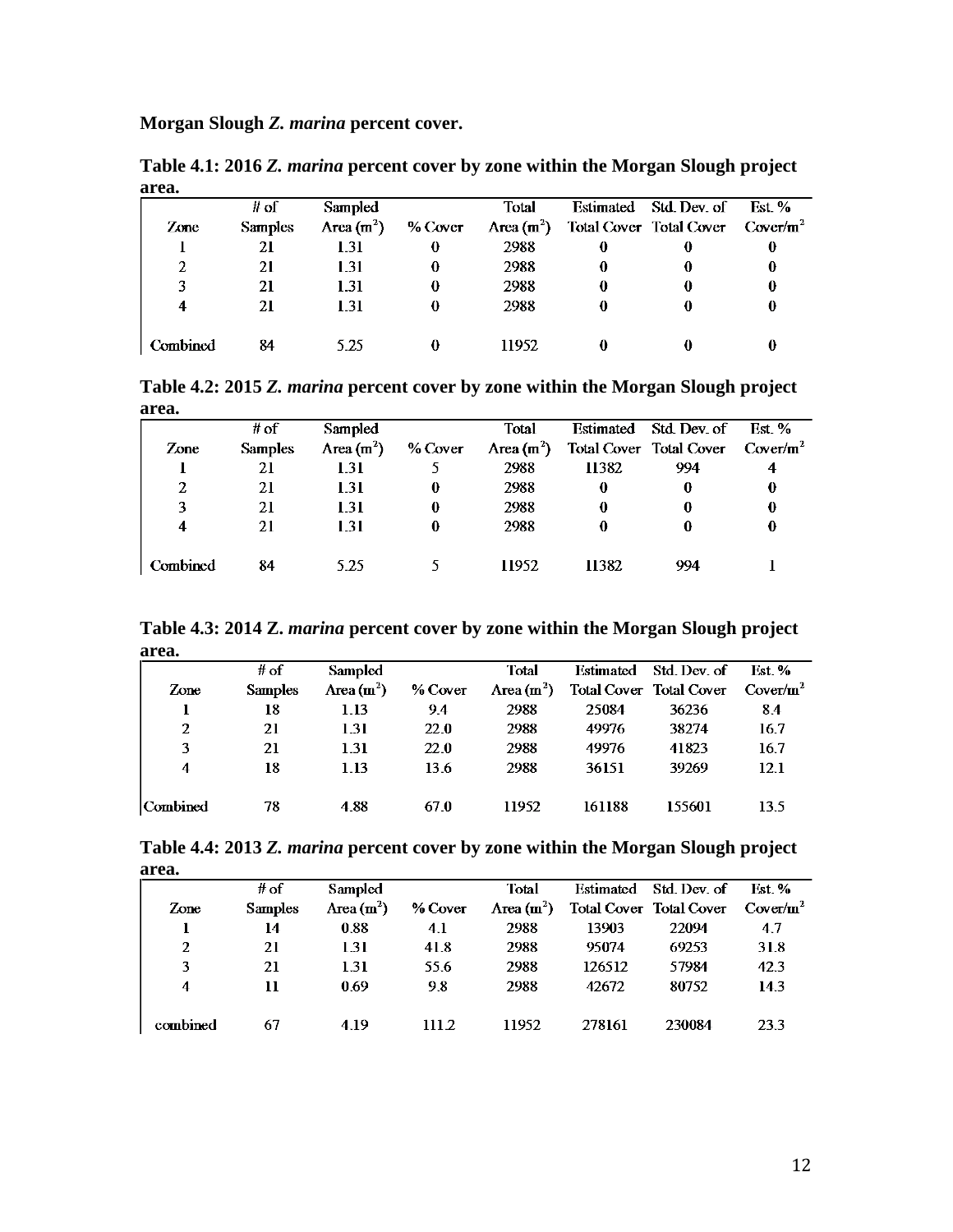**Morgan Slough *Z. marina* percent cover.**

**Table 4.1: 2016 *Z. marina* percent cover by zone within the Morgan Slough project area.**

| Zone | # of Samples | Sampled Area ($m^2$) | % Cover | Total Area ($m^2$) | Estimated Total Cover | Std. Dev. of Total Cover | Est. % Cover/$m^2$ |
|---|---|---|---|---|---|---|---|
| 1 | 21 | 1.31 | 0 | 2988 | 0 | 0 | 0 |
| 2 | 21 | 1.31 | 0 | 2988 | 0 | 0 | 0 |
| 3 | 21 | 1.31 | 0 | 2988 | 0 | 0 | 0 |
| 4 | 21 | 1.31 | 0 | 2988 | 0 | 0 | 0 |
| Combined | 84 | 5.25 | 0 | 11952 | 0 | 0 | 0 |

**Table 4.2: 2015 *Z. marina* percent cover by zone within the Morgan Slough project area.**

| Zone | # of Samples | Sampled Area ($m^2$) | % Cover | Total Area ($m^2$) | Estimated Total Cover | Std. Dev. of Total Cover | Est. % Cover/$m^2$ |
|---|---|---|---|---|---|---|---|
| 1 | 21 | 1.31 | 5 | 2988 | 11382 | 994 | 4 |
| 2 | 21 | 1.31 | 0 | 2988 | 0 | 0 | 0 |
| 3 | 21 | 1.31 | 0 | 2988 | 0 | 0 | 0 |
| 4 | 21 | 1.31 | 0 | 2988 | 0 | 0 | 0 |
| Combined | 84 | 5.25 | 5 | 11952 | 11382 | 994 | 1 |

**Table 4.3: 2014 Z. *marina* percent cover by zone within the Morgan Slough project area.**

| Zone | # of Samples | Sampled Area ($m^2$) | % Cover | Total Area ($m^2$) | Estimated Total Cover | Std. Dev. of Total Cover | Est. % Cover/$m^2$ |
|---|---|---|---|---|---|---|---|
| 1 | 18 | 1.13 | 9.4 | 2988 | 25084 | 36236 | 8.4 |
| 2 | 21 | 1.31 | 22.0 | 2988 | 49976 | 38274 | 16.7 |
| 3 | 21 | 1.31 | 22.0 | 2988 | 49976 | 41823 | 16.7 |
| 4 | 18 | 1.13 | 13.6 | 2988 | 36151 | 39269 | 12.1 |
| Combined | 78 | 4.88 | 67.0 | 11952 | 161188 | 155601 | 13.5 |

**Table 4.4: 2013 *Z. marina* percent cover by zone within the Morgan Slough project area.**

| Zone | # of Samples | Sampled Area ($m^2$) | % Cover | Total Area ($m^2$) | Estimated Total Cover | Std. Dev. of Total Cover | Est. % Cover/$m^2$ |
|---|---|---|---|---|---|---|---|
| 1 | 14 | 0.88 | 4.1 | 2988 | 13903 | 22094 | 4.7 |
| 2 | 21 | 1.31 | 41.8 | 2988 | 95074 | 69253 | 31.8 |
| 3 | 21 | 1.31 | 55.6 | 2988 | 126512 | 57984 | 42.3 |
| 4 | 11 | 0.69 | 9.8 | 2988 | 42672 | 80752 | 14.3 |
| combined | 67 | 4.19 | 111.2 | 11952 | 278161 | 230084 | 23.3 |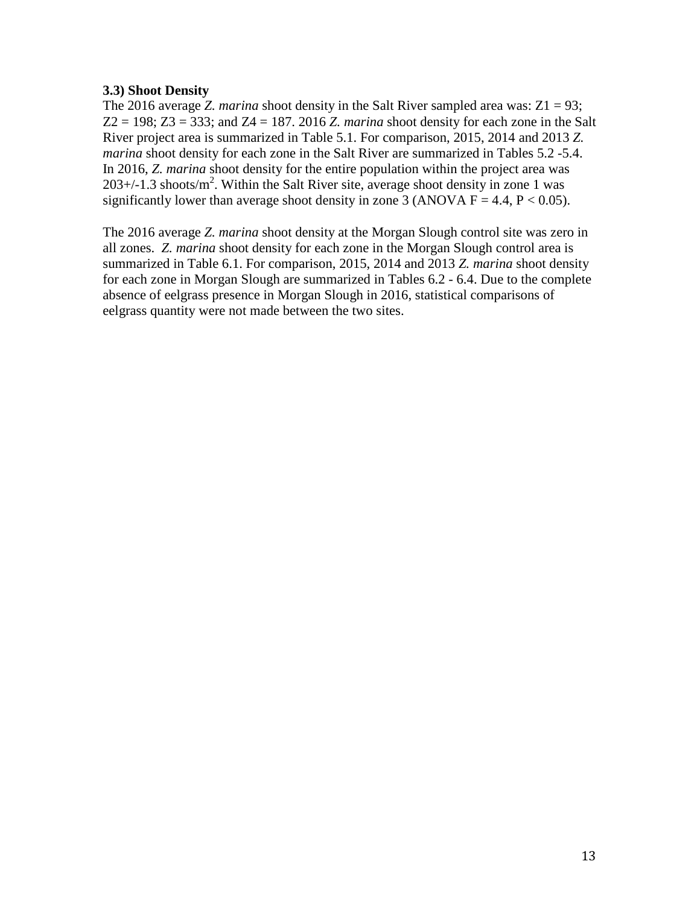### 3.3) Shoot Density

The 2016 average *Z. marina* shoot density in the Salt River sampled area was: Z1 = 93; Z2 = 198; Z3 = 333; and Z4 = 187. 2016 *Z. marina* shoot density for each zone in the Salt River project area is summarized in Table 5.1. For comparison, 2015, 2014 and 2013 *Z. marina* shoot density for each zone in the Salt River are summarized in Tables 5.2 -5.4. In 2016, *Z. marina* shoot density for the entire population within the project area was 203+/-1.3 shoots/$m^2$. Within the Salt River site, average shoot density in zone 1 was significantly lower than average shoot density in zone 3 (ANOVA $F = 4.4$, $P < 0.05$).

The 2016 average *Z. marina* shoot density at the Morgan Slough control site was zero in all zones. *Z. marina* shoot density for each zone in the Morgan Slough control area is summarized in Table 6.1. For comparison, 2015, 2014 and 2013 *Z. marina* shoot density for each zone in Morgan Slough are summarized in Tables 6.2 - 6.4. Due to the complete absence of eelgrass presence in Morgan Slough in 2016, statistical comparisons of eelgrass quantity were not made between the two sites.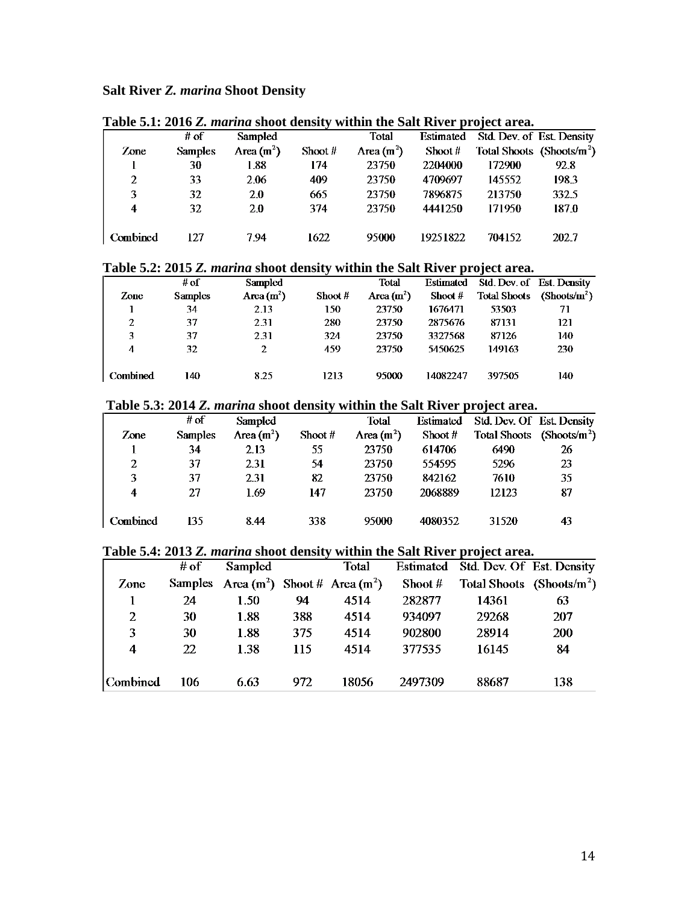**Salt River *Z. marina* Shoot Density**

**Table 5.1: 2016 *Z. marina* shoot density within the Salt River project area.**

| Zone | # of Samples | Sampled Area ($m^2$) | Shoot # | Total Area ($m^2$) | Estimated Shoot # | Std. Dev. of Total Shoots | Est. Density (Shoots/$m^2$) |
|---|---|---|---|---|---|---|---|
| 1 | 30 | 1.88 | 174 | 23750 | 2204000 | 172900 | 92.8 |
| 2 | 33 | 2.06 | 409 | 23750 | 4709697 | 145552 | 198.3 |
| 3 | 32 | 2.0 | 665 | 23750 | 7896875 | 213750 | 332.5 |
| 4 | 32 | 2.0 | 374 | 23750 | 4441250 | 171950 | 187.0 |
| Combined | 127 | 7.94 | 1622 | 95000 | 19251822 | 704152 | 202.7 |

**Table 5.2: 2015 *Z. marina* shoot density within the Salt River project area.**

| Zone | # of Samples | Sampled Area ($m^2$) | Shoot # | Total Area ($m^2$) | Estimated Shoot # | Std. Dev. of Total Shoots | Est. Density (Shoots/$m^2$) |
|---|---|---|---|---|---|---|---|
| 1 | 34 | 2.13 | 150 | 23750 | 1676471 | 53503 | 71 |
| 2 | 37 | 2.31 | 280 | 23750 | 2875676 | 87131 | 121 |
| 3 | 37 | 2.31 | 324 | 23750 | 3327568 | 87126 | 140 |
| 4 | 32 | 2 | 459 | 23750 | 5450625 | 149163 | 230 |
| Combined | 140 | 8.25 | 1213 | 95000 | 14082247 | 397505 | 140 |

**Table 5.3: 2014 *Z. marina* shoot density within the Salt River project area.**

| Zone | # of Samples | Sampled Area ($m^2$) | Shoot # | Total Area ($m^2$) | Estimated Shoot # | Std. Dev. Of Total Shoots | Est. Density (Shoots/$m^2$) |
|---|---|---|---|---|---|---|---|
| 1 | 34 | 2.13 | 55 | 23750 | 614706 | 6490 | 26 |
| 2 | 37 | 2.31 | 54 | 23750 | 554595 | 5296 | 23 |
| 3 | 37 | 2.31 | 82 | 23750 | 842162 | 7610 | 35 |
| 4 | 27 | 1.69 | 147 | 23750 | 2068889 | 12123 | 87 |
| Combined | 135 | 8.44 | 338 | 95000 | 4080352 | 31520 | 43 |

**Table 5.4: 2013 *Z. marina* shoot density within the Salt River project area.**

| Zone | # of Samples | Sampled Area ($m^2$) | Shoot # | Total Area ($m^2$) | Estimated Shoot # | Std. Dev. Of Total Shoots | Est. Density (Shoots/$m^2$) |
|---|---|---|---|---|---|---|---|
| 1 | 24 | 1.50 | 94 | 4514 | 282877 | 14361 | 63 |
| 2 | 30 | 1.88 | 388 | 4514 | 934097 | 29268 | 207 |
| 3 | 30 | 1.88 | 375 | 4514 | 902800 | 28914 | 200 |
| 4 | 22 | 1.38 | 115 | 4514 | 377535 | 16145 | 84 |
| Combined | 106 | 6.63 | 972 | 18056 | 2497309 | 88687 | 138 |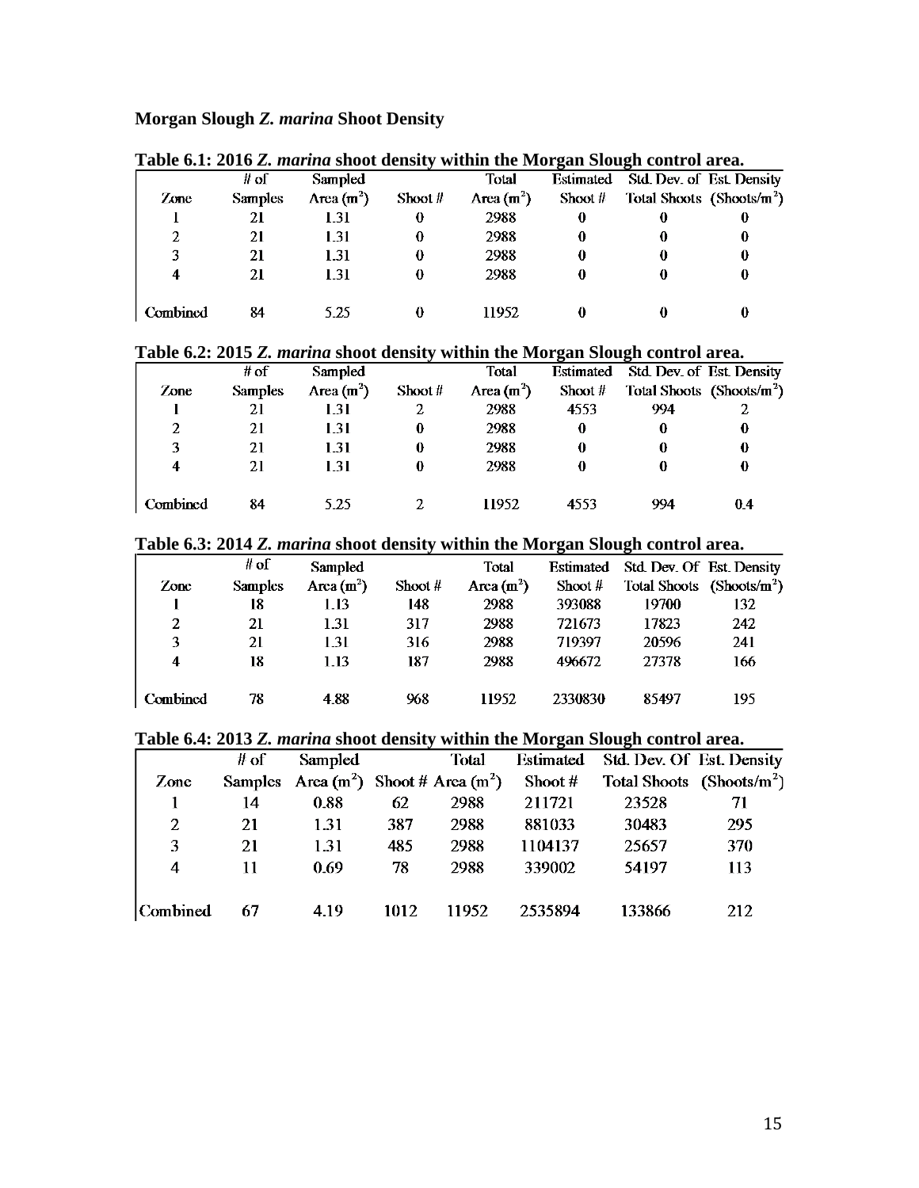**Morgan Slough *Z. marina* Shoot Density**

**Table 6.1: 2016 *Z. marina* shoot density within the Morgan Slough control area.**

| Zone | # of Samples | Sampled Area ($m^2$) | Shoot # | Total Area ($m^2$) | Estimated Shoot # | Std. Dev. of Total Shoots | Est. Density (Shoots/$m^2$) |
|---|---|---|---|---|---|---|---|
| 1 | 21 | 1.31 | 0 | 2988 | 0 | 0 | 0 |
| 2 | 21 | 1.31 | 0 | 2988 | 0 | 0 | 0 |
| 3 | 21 | 1.31 | 0 | 2988 | 0 | 0 | 0 |
| 4 | 21 | 1.31 | 0 | 2988 | 0 | 0 | 0 |
| Combined | 84 | 5.25 | 0 | 11952 | 0 | 0 | 0 |

**Table 6.2: 2015 *Z. marina* shoot density within the Morgan Slough control area.**

| Zone | # of Samples | Sampled Area ($m^2$) | Shoot # | Total Area ($m^2$) | Estimated Shoot # | Std. Dev. of Total Shoots | Est. Density (Shoots/$m^2$) |
|---|---|---|---|---|---|---|---|
| 1 | 21 | 1.31 | 2 | 2988 | 4553 | 994 | 2 |
| 2 | 21 | 1.31 | 0 | 2988 | 0 | 0 | 0 |
| 3 | 21 | 1.31 | 0 | 2988 | 0 | 0 | 0 |
| 4 | 21 | 1.31 | 0 | 2988 | 0 | 0 | 0 |
| Combined | 84 | 5.25 | 2 | 11952 | 4553 | 994 | 0.4 |

**Table 6.3: 2014 *Z. marina* shoot density within the Morgan Slough control area.**

| Zone | # of Samples | Sampled Area ($m^2$) | Shoot # | Total Area ($m^2$) | Estimated Shoot # | Std. Dev. Of Total Shoots | Est. Density (Shoots/$m^2$) |
|---|---|---|---|---|---|---|---|
| 1 | 18 | 1.13 | 148 | 2988 | 393088 | 19700 | 132 |
| 2 | 21 | 1.31 | 317 | 2988 | 721673 | 17823 | 242 |
| 3 | 21 | 1.31 | 316 | 2988 | 719397 | 20596 | 241 |
| 4 | 18 | 1.13 | 187 | 2988 | 496672 | 27378 | 166 |
| Combined | 78 | 4.88 | 968 | 11952 | 2330830 | 85497 | 195 |

**Table 6.4: 2013 *Z. marina* shoot density within the Morgan Slough control area.**

| Zone | # of Samples | Sampled Area ($m^2$) | Shoot # | Total Area ($m^2$) | Estimated Shoot # | Std. Dev. Of Total Shoots | Est. Density (Shoots/$m^2$) |
|---|---|---|---|---|---|---|---|
| 1 | 14 | 0.88 | 62 | 2988 | 211721 | 23528 | 71 |
| 2 | 21 | 1.31 | 387 | 2988 | 881033 | 30483 | 295 |
| 3 | 21 | 1.31 | 485 | 2988 | 1104137 | 25657 | 370 |
| 4 | 11 | 0.69 | 78 | 2988 | 339002 | 54197 | 113 |
| Combined | 67 | 4.19 | 1012 | 11952 | 2535894 | 133866 | 212 |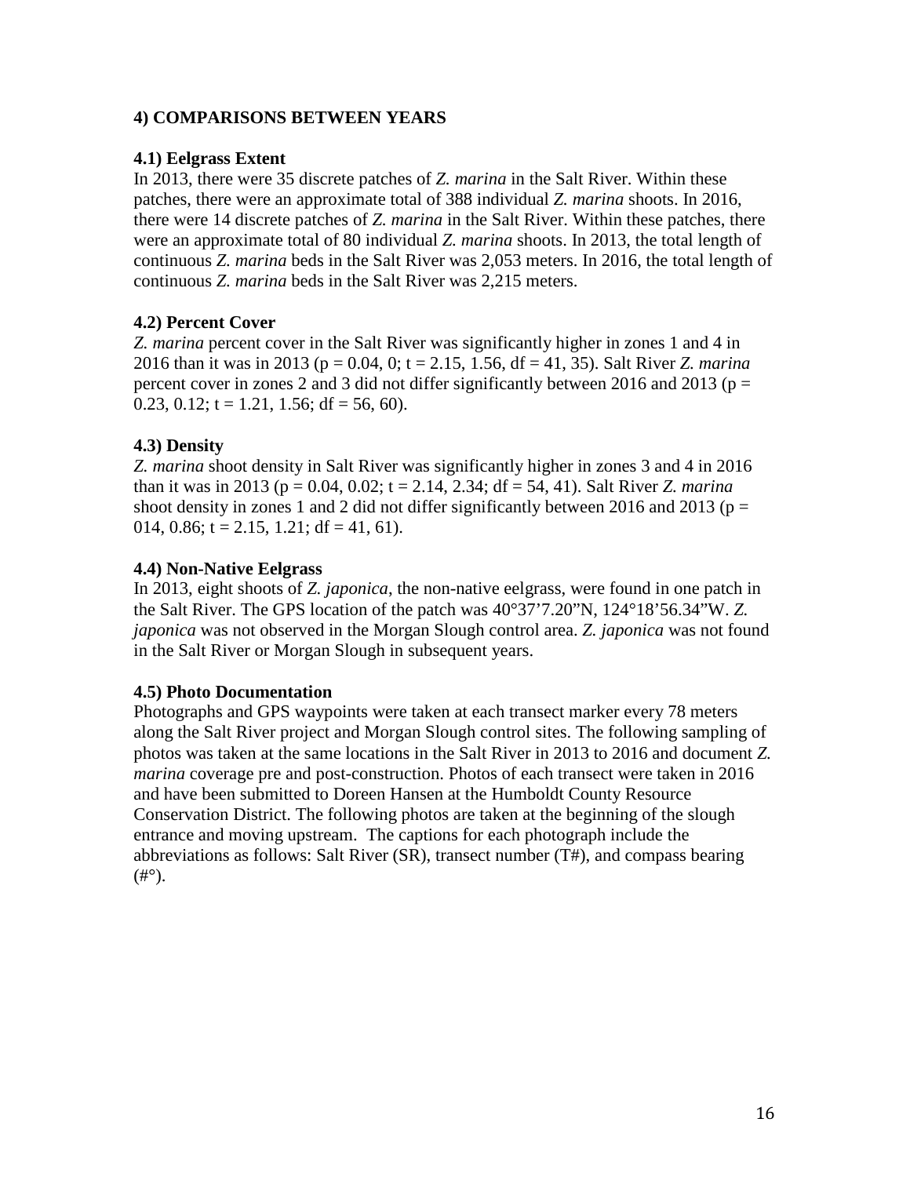## 4) COMPARISONS BETWEEN YEARS

### 4.1) Eelgrass Extent

In 2013, there were 35 discrete patches of *Z. marina* in the Salt River. Within these patches, there were an approximate total of 388 individual *Z. marina* shoots. In 2016, there were 14 discrete patches of *Z. marina* in the Salt River. Within these patches, there were an approximate total of 80 individual *Z. marina* shoots. In 2013, the total length of continuous *Z. marina* beds in the Salt River was 2,053 meters. In 2016, the total length of continuous *Z. marina* beds in the Salt River was 2,215 meters.

### 4.2) Percent Cover

*Z. marina* percent cover in the Salt River was significantly higher in zones 1 and 4 in 2016 than it was in 2013 ($p$ = 0.04, 0; $t$ = 2.15, 1.56, df = 41, 35). Salt River *Z. marina* percent cover in zones 2 and 3 did not differ significantly between 2016 and 2013 ($p$ = 0.23, 0.12; $t$ = 1.21, 1.56; df = 56, 60).

### 4.3) Density

*Z. marina* shoot density in Salt River was significantly higher in zones 3 and 4 in 2016 than it was in 2013 ($p$ = 0.04, 0.02; $t$ = 2.14, 2.34; df = 54, 41). Salt River *Z. marina* shoot density in zones 1 and 2 did not differ significantly between 2016 and 2013 ($p$ = 014, 0.86; $t$ = 2.15, 1.21; df = 41, 61).

### 4.4) Non-Native Eelgrass

In 2013, eight shoots of *Z. japonica*, the non-native eelgrass, were found in one patch in the Salt River. The GPS location of the patch was 40°37’7.20”N, 124°18’56.34”W. *Z. japonica* was not observed in the Morgan Slough control area. *Z. japonica* was not found in the Salt River or Morgan Slough in subsequent years.

### 4.5) Photo Documentation

Photographs and GPS waypoints were taken at each transect marker every 78 meters along the Salt River project and Morgan Slough control sites. The following sampling of photos was taken at the same locations in the Salt River in 2013 to 2016 and document *Z. marina* coverage pre and post-construction. Photos of each transect were taken in 2016 and have been submitted to Doreen Hansen at the Humboldt County Resource Conservation District. The following photos are taken at the beginning of the slough entrance and moving upstream. The captions for each photograph include the abbreviations as follows: Salt River (SR), transect number (T#), and compass bearing (#°).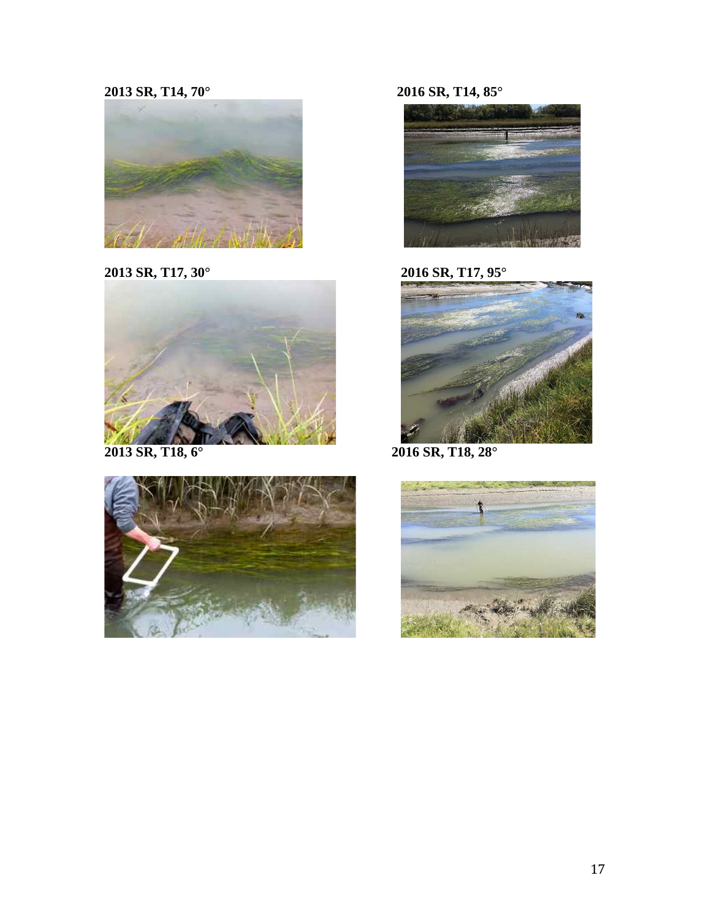**2013 SR, T14, 70°**

**2016 SR, T14, 85°**

**2013 SR, T17, 30°**

**2016 SR, T17, 95°**

**2013 SR, T18, 6°**

**2016 SR, T18, 28°**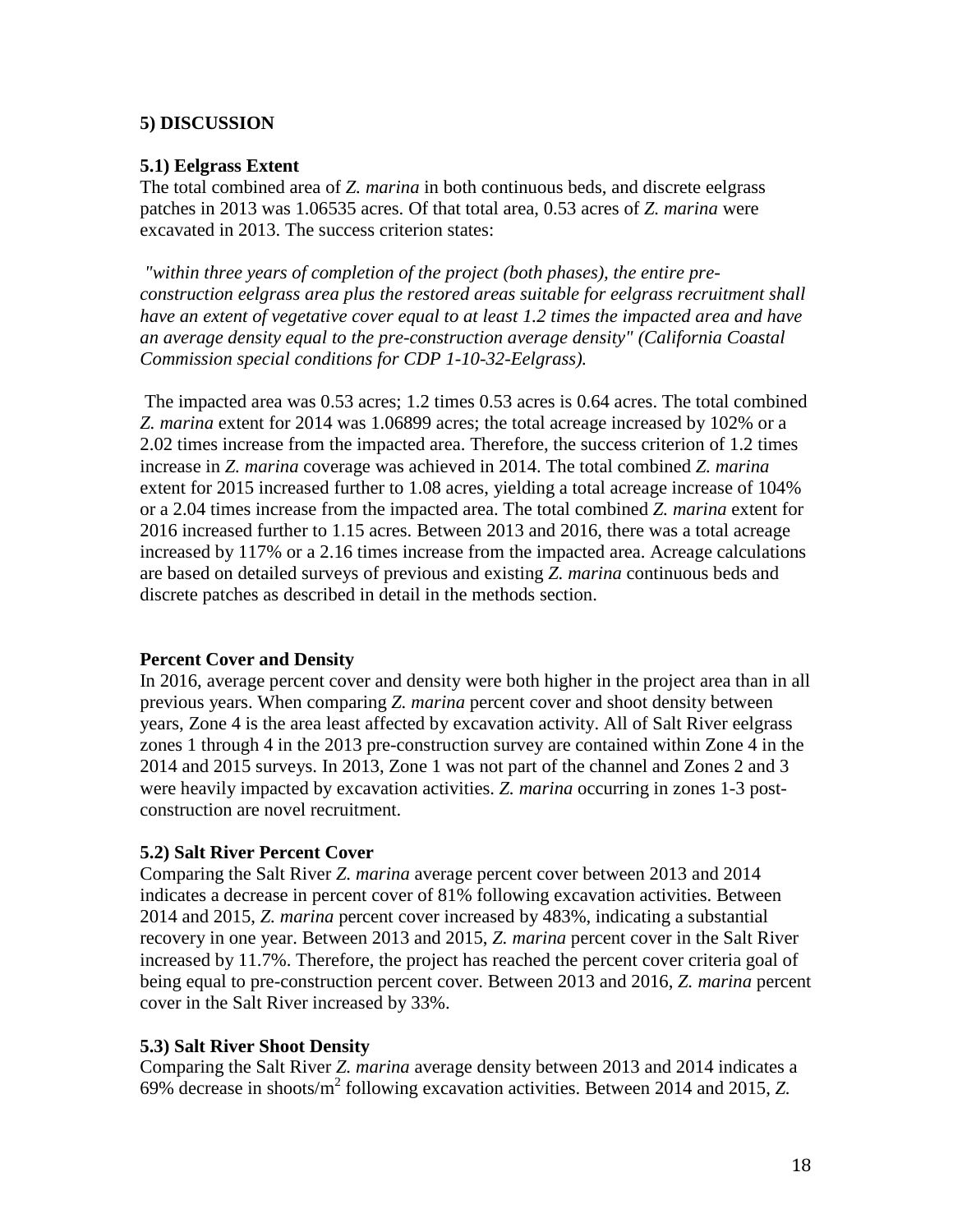## 5) DISCUSSION

### 5.1) Eelgrass Extent

The total combined area of *Z. marina* in both continuous beds, and discrete eelgrass patches in 2013 was 1.06535 acres. Of that total area, 0.53 acres of *Z. marina* were excavated in 2013. The success criterion states:

*"within three years of completion of the project (both phases), the entire pre-construction eelgrass area plus the restored areas suitable for eelgrass recruitment shall have an extent of vegetative cover equal to at least 1.2 times the impacted area and have an average density equal to the pre-construction average density" (California Coastal Commission special conditions for CDP 1-10-32-Eelgrass).*

The impacted area was 0.53 acres; 1.2 times 0.53 acres is 0.64 acres. The total combined *Z. marina* extent for 2014 was 1.06899 acres; the total acreage increased by 102% or a 2.02 times increase from the impacted area. Therefore, the success criterion of 1.2 times increase in *Z. marina* coverage was achieved in 2014. The total combined *Z. marina* extent for 2015 increased further to 1.08 acres, yielding a total acreage increase of 104% or a 2.04 times increase from the impacted area. The total combined *Z. marina* extent for 2016 increased further to 1.15 acres. Between 2013 and 2016, there was a total acreage increased by 117% or a 2.16 times increase from the impacted area. Acreage calculations are based on detailed surveys of previous and existing *Z. marina* continuous beds and discrete patches as described in detail in the methods section.

**Percent Cover and Density**

In 2016, average percent cover and density were both higher in the project area than in all previous years. When comparing *Z. marina* percent cover and shoot density between years, Zone 4 is the area least affected by excavation activity. All of Salt River eelgrass zones 1 through 4 in the 2013 pre-construction survey are contained within Zone 4 in the 2014 and 2015 surveys. In 2013, Zone 1 was not part of the channel and Zones 2 and 3 were heavily impacted by excavation activities. *Z. marina* occurring in zones 1-3 post-construction are novel recruitment.

### 5.2) Salt River Percent Cover

Comparing the Salt River *Z. marina* average percent cover between 2013 and 2014 indicates a decrease in percent cover of 81% following excavation activities. Between 2014 and 2015, *Z. marina* percent cover increased by 483%, indicating a substantial recovery in one year. Between 2013 and 2015, *Z. marina* percent cover in the Salt River increased by 11.7%. Therefore, the project has reached the percent cover criteria goal of being equal to pre-construction percent cover. Between 2013 and 2016, *Z. marina* percent cover in the Salt River increased by 33%.

### 5.3) Salt River Shoot Density

Comparing the Salt River *Z. marina* average density between 2013 and 2014 indicates a 69% decrease in shoots/$m^2$ following excavation activities. Between 2014 and 2015, *Z.*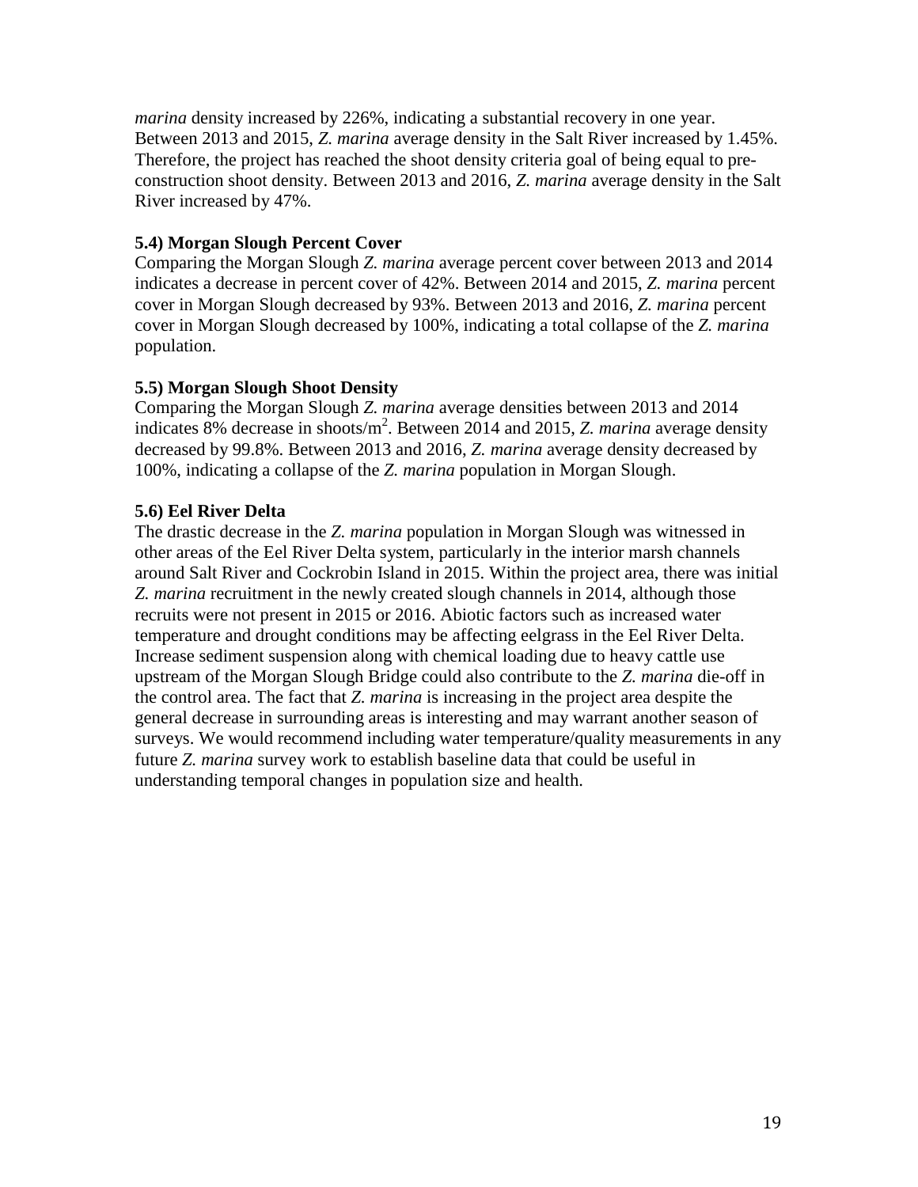*marina* density increased by 226%, indicating a substantial recovery in one year. Between 2013 and 2015, *Z. marina* average density in the Salt River increased by 1.45%. Therefore, the project has reached the shoot density criteria goal of being equal to pre-construction shoot density. Between 2013 and 2016, *Z. marina* average density in the Salt River increased by 47%.

**5.4) Morgan Slough Percent Cover**

Comparing the Morgan Slough *Z. marina* average percent cover between 2013 and 2014 indicates a decrease in percent cover of 42%. Between 2014 and 2015, *Z. marina* percent cover in Morgan Slough decreased by 93%. Between 2013 and 2016, *Z. marina* percent cover in Morgan Slough decreased by 100%, indicating a total collapse of the *Z. marina* population.

**5.5) Morgan Slough Shoot Density**

Comparing the Morgan Slough *Z. marina* average densities between 2013 and 2014 indicates 8% decrease in shoots/$m^2$. Between 2014 and 2015, *Z. marina* average density decreased by 99.8%. Between 2013 and 2016, *Z. marina* average density decreased by 100%, indicating a collapse of the *Z. marina* population in Morgan Slough.

**5.6) Eel River Delta**

The drastic decrease in the *Z. marina* population in Morgan Slough was witnessed in other areas of the Eel River Delta system, particularly in the interior marsh channels around Salt River and Cockrobin Island in 2015. Within the project area, there was initial *Z. marina* recruitment in the newly created slough channels in 2014, although those recruits were not present in 2015 or 2016. Abiotic factors such as increased water temperature and drought conditions may be affecting eelgrass in the Eel River Delta. Increase sediment suspension along with chemical loading due to heavy cattle use upstream of the Morgan Slough Bridge could also contribute to the *Z. marina* die-off in the control area. The fact that *Z. marina* is increasing in the project area despite the general decrease in surrounding areas is interesting and may warrant another season of surveys. We would recommend including water temperature/quality measurements in any future *Z. marina* survey work to establish baseline data that could be useful in understanding temporal changes in population size and health.